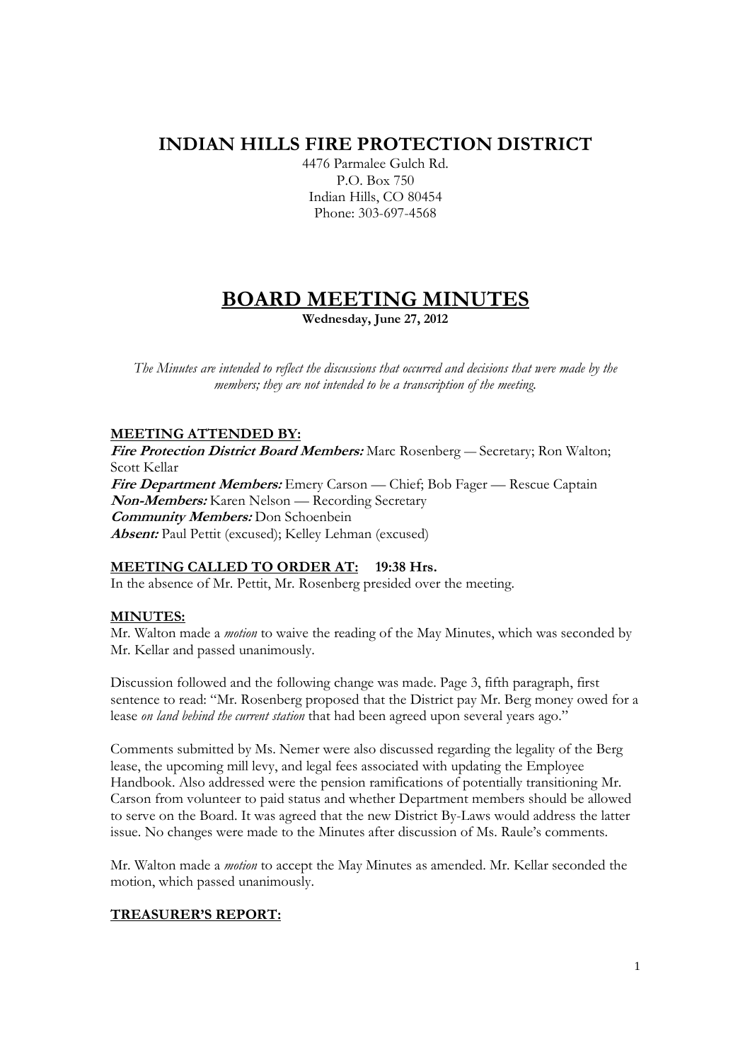# INDIAN HILLS FIRE PROTECTION DISTRICT

4476 Parmalee Gulch Rd.
P.O. Box 750
Indian Hills, CO 80454
Phone: 303-697-4568

# BOARD MEETING MINUTES

**Wednesday, June 27, 2012**

*The Minutes are intended to reflect the discussions that occurred and decisions that were made by the members; they are not intended to be a transcription of the meeting.*

## MEETING ATTENDED BY:

***Fire Protection District Board Members:*** Marc Rosenberg — Secretary; Ron Walton; Scott Kellar
***Fire Department Members:*** Emery Carson — Chief; Bob Fager — Rescue Captain
***Non-Members:*** Karen Nelson — Recording Secretary
***Community Members:*** Don Schoenbein
***Absent:*** Paul Pettit (excused); Kelley Lehman (excused)

## MEETING CALLED TO ORDER AT: 19:38 Hrs.

In the absence of Mr. Pettit, Mr. Rosenberg presided over the meeting.

## MINUTES:

Mr. Walton made a *motion* to waive the reading of the May Minutes, which was seconded by Mr. Kellar and passed unanimously.

Discussion followed and the following change was made. Page 3, fifth paragraph, first sentence to read: "Mr. Rosenberg proposed that the District pay Mr. Berg money owed for a lease *on land behind the current station* that had been agreed upon several years ago."

Comments submitted by Ms. Nemer were also discussed regarding the legality of the Berg lease, the upcoming mill levy, and legal fees associated with updating the Employee Handbook. Also addressed were the pension ramifications of potentially transitioning Mr. Carson from volunteer to paid status and whether Department members should be allowed to serve on the Board. It was agreed that the new District By-Laws would address the latter issue. No changes were made to the Minutes after discussion of Ms. Raule's comments.

Mr. Walton made a *motion* to accept the May Minutes as amended. Mr. Kellar seconded the motion, which passed unanimously.

## TREASURER'S REPORT: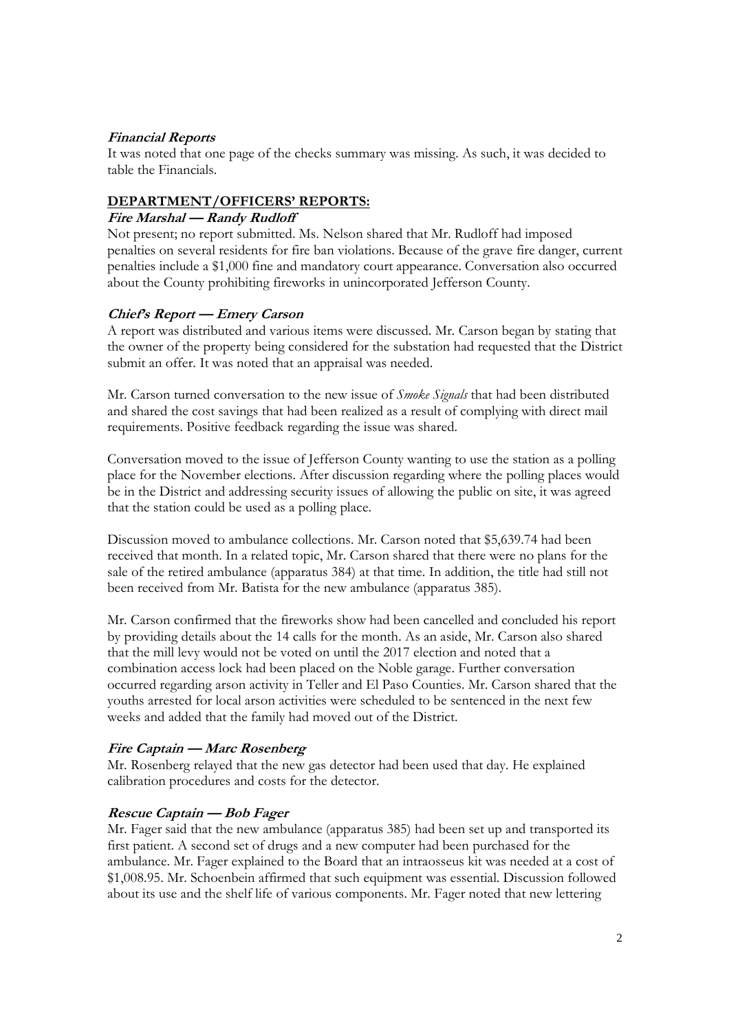***Financial Reports***

It was noted that one page of the checks summary was missing. As such, it was decided to table the Financials.

## DEPARTMENT/OFFICERS' REPORTS:

***Fire Marshal — Randy Rudloff***

Not present; no report submitted. Ms. Nelson shared that Mr. Rudloff had imposed penalties on several residents for fire ban violations. Because of the grave fire danger, current penalties include a $1,000 fine and mandatory court appearance. Conversation also occurred about the County prohibiting fireworks in unincorporated Jefferson County.

***Chief's Report — Emery Carson***

A report was distributed and various items were discussed. Mr. Carson began by stating that the owner of the property being considered for the substation had requested that the District submit an offer. It was noted that an appraisal was needed.

Mr. Carson turned conversation to the new issue of *Smoke Signals* that had been distributed and shared the cost savings that had been realized as a result of complying with direct mail requirements. Positive feedback regarding the issue was shared.

Conversation moved to the issue of Jefferson County wanting to use the station as a polling place for the November elections. After discussion regarding where the polling places would be in the District and addressing security issues of allowing the public on site, it was agreed that the station could be used as a polling place.

Discussion moved to ambulance collections. Mr. Carson noted that $5,639.74 had been received that month. In a related topic, Mr. Carson shared that there were no plans for the sale of the retired ambulance (apparatus 384) at that time. In addition, the title had still not been received from Mr. Batista for the new ambulance (apparatus 385).

Mr. Carson confirmed that the fireworks show had been cancelled and concluded his report by providing details about the 14 calls for the month. As an aside, Mr. Carson also shared that the mill levy would not be voted on until the 2017 election and noted that a combination access lock had been placed on the Noble garage. Further conversation occurred regarding arson activity in Teller and El Paso Counties. Mr. Carson shared that the youths arrested for local arson activities were scheduled to be sentenced in the next few weeks and added that the family had moved out of the District.

***Fire Captain — Marc Rosenberg***

Mr. Rosenberg relayed that the new gas detector had been used that day. He explained calibration procedures and costs for the detector.

***Rescue Captain — Bob Fager***

Mr. Fager said that the new ambulance (apparatus 385) had been set up and transported its first patient. A second set of drugs and a new computer had been purchased for the ambulance. Mr. Fager explained to the Board that an intraosseus kit was needed at a cost of $1,008.95. Mr. Schoenbein affirmed that such equipment was essential. Discussion followed about its use and the shelf life of various components. Mr. Fager noted that new lettering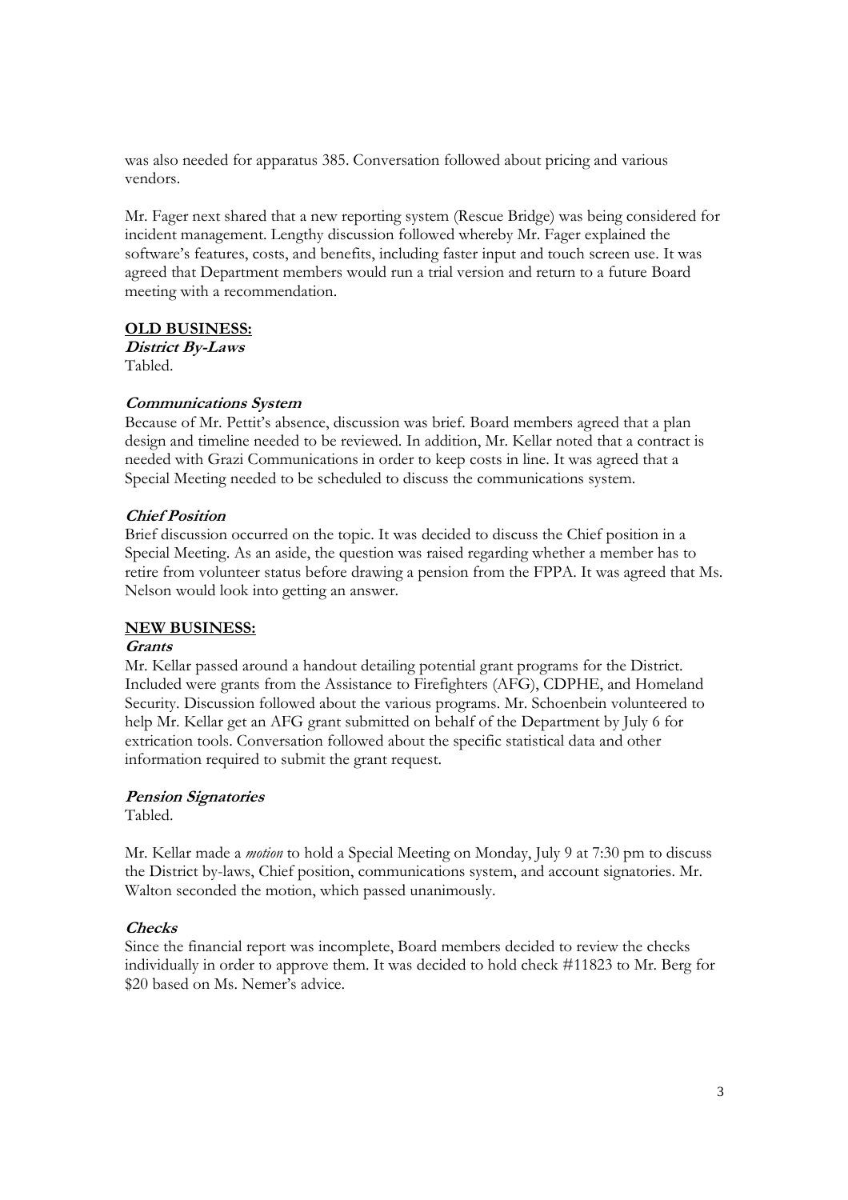was also needed for apparatus 385. Conversation followed about pricing and various vendors.

Mr. Fager next shared that a new reporting system (Rescue Bridge) was being considered for incident management. Lengthy discussion followed whereby Mr. Fager explained the software's features, costs, and benefits, including faster input and touch screen use. It was agreed that Department members would run a trial version and return to a future Board meeting with a recommendation.

## OLD BUSINESS:

### *District By-Laws*

Tabled.

### *Communications System*

Because of Mr. Pettit's absence, discussion was brief. Board members agreed that a plan design and timeline needed to be reviewed. In addition, Mr. Kellar noted that a contract is needed with Grazi Communications in order to keep costs in line. It was agreed that a Special Meeting needed to be scheduled to discuss the communications system.

### *Chief Position*

Brief discussion occurred on the topic. It was decided to discuss the Chief position in a Special Meeting. As an aside, the question was raised regarding whether a member has to retire from volunteer status before drawing a pension from the FPPA. It was agreed that Ms. Nelson would look into getting an answer.

## NEW BUSINESS:

### *Grants*

Mr. Kellar passed around a handout detailing potential grant programs for the District. Included were grants from the Assistance to Firefighters (AFG), CDPHE, and Homeland Security. Discussion followed about the various programs. Mr. Schoenbein volunteered to help Mr. Kellar get an AFG grant submitted on behalf of the Department by July 6 for extrication tools. Conversation followed about the specific statistical data and other information required to submit the grant request.

### *Pension Signatories*

Tabled.

Mr. Kellar made a *motion* to hold a Special Meeting on Monday, July 9 at 7:30 pm to discuss the District by-laws, Chief position, communications system, and account signatories. Mr. Walton seconded the motion, which passed unanimously.

### *Checks*

Since the financial report was incomplete, Board members decided to review the checks individually in order to approve them. It was decided to hold check #11823 to Mr. Berg for $20 based on Ms. Nemer's advice.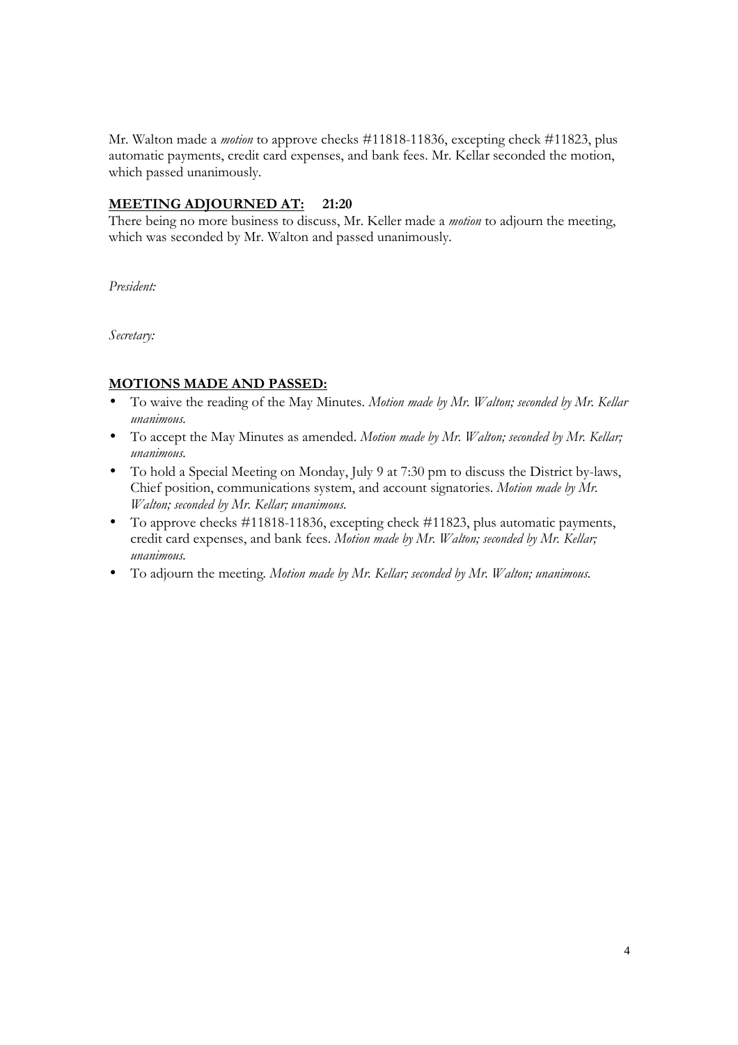Mr. Walton made a *motion* to approve checks #11818-11836, excepting check #11823, plus automatic payments, credit card expenses, and bank fees. Mr. Kellar seconded the motion, which passed unanimously.

## MEETING ADJOURNED AT: 21:20

There being no more business to discuss, Mr. Keller made a *motion* to adjourn the meeting, which was seconded by Mr. Walton and passed unanimously.

*President:*

*Secretary:*

## MOTIONS MADE AND PASSED:

- To waive the reading of the May Minutes. *Motion made by Mr. Walton; seconded by Mr. Kellar unanimous.*
- To accept the May Minutes as amended. *Motion made by Mr. Walton; seconded by Mr. Kellar; unanimous.*
- To hold a Special Meeting on Monday, July 9 at 7:30 pm to discuss the District by-laws, Chief position, communications system, and account signatories. *Motion made by Mr. Walton; seconded by Mr. Kellar; unanimous.*
- To approve checks #11818-11836, excepting check #11823, plus automatic payments, credit card expenses, and bank fees. *Motion made by Mr. Walton; seconded by Mr. Kellar; unanimous.*
- To adjourn the meeting. *Motion made by Mr. Kellar; seconded by Mr. Walton; unanimous.*